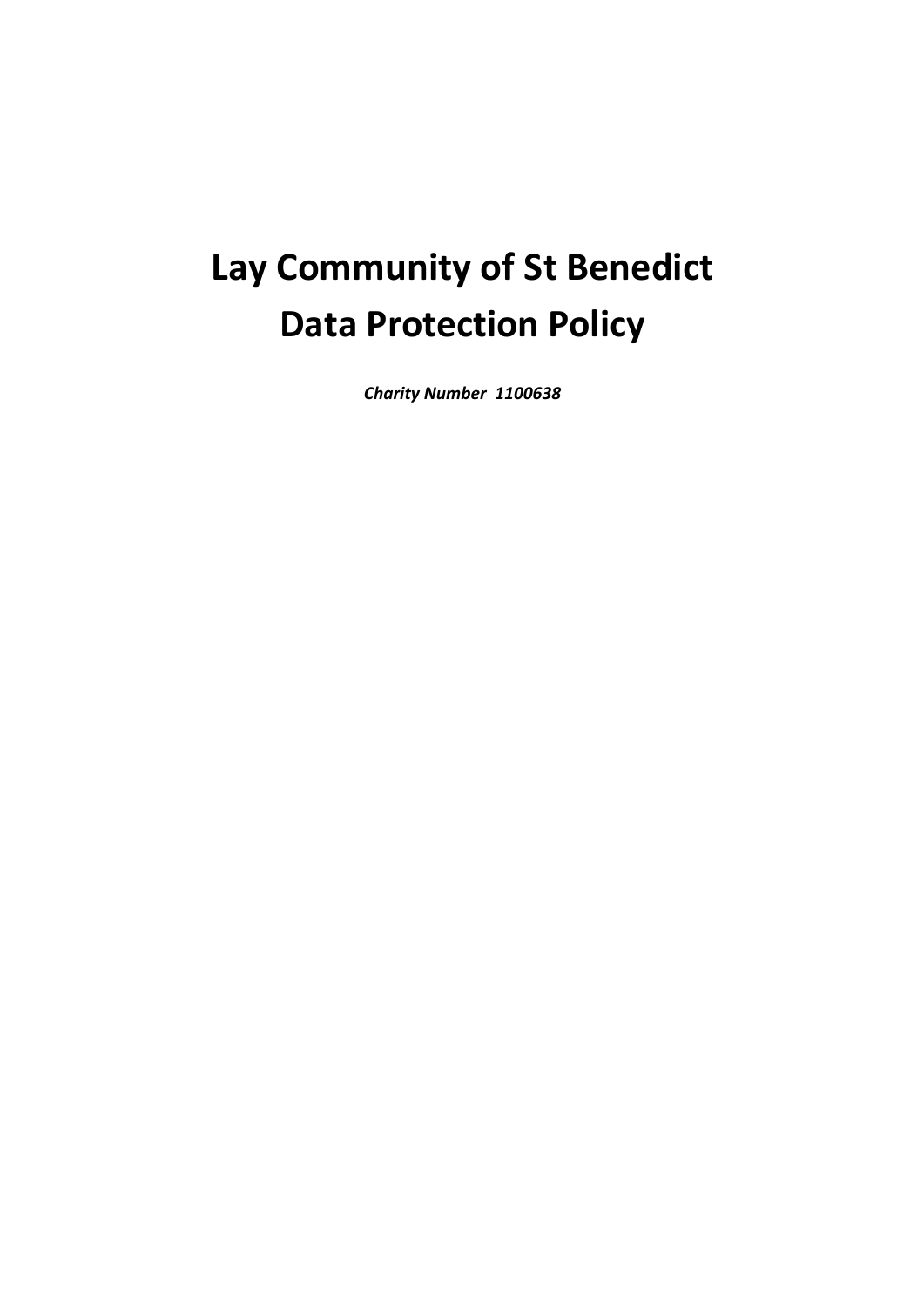# Lay Community of St Benedict
# Data Protection Policy

***Charity Number 1100638***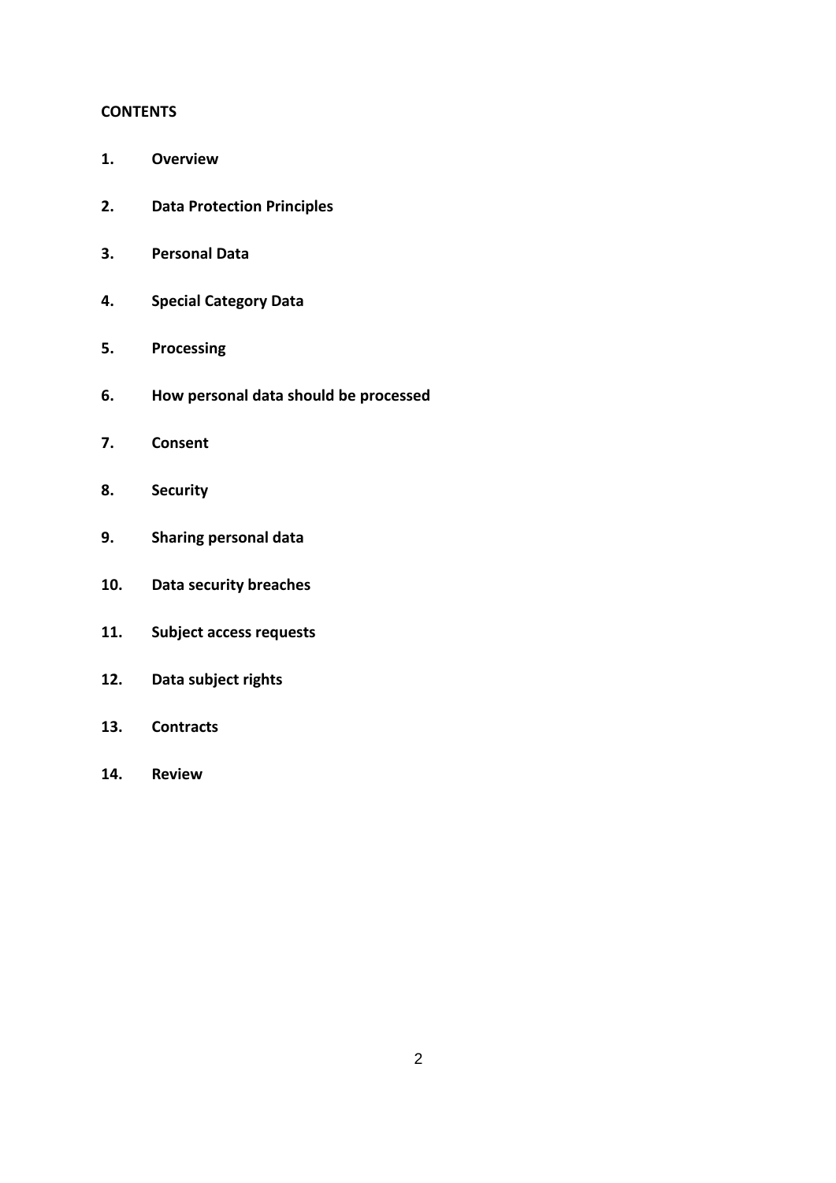**CONTENTS**

1. **Overview**
2. **Data Protection Principles**
3. **Personal Data**
4. **Special Category Data**
5. **Processing**
6. **How personal data should be processed**
7. **Consent**
8. **Security**
9. **Sharing personal data**
10. **Data security breaches**
11. **Subject access requests**
12. **Data subject rights**
13. **Contracts**
14. **Review**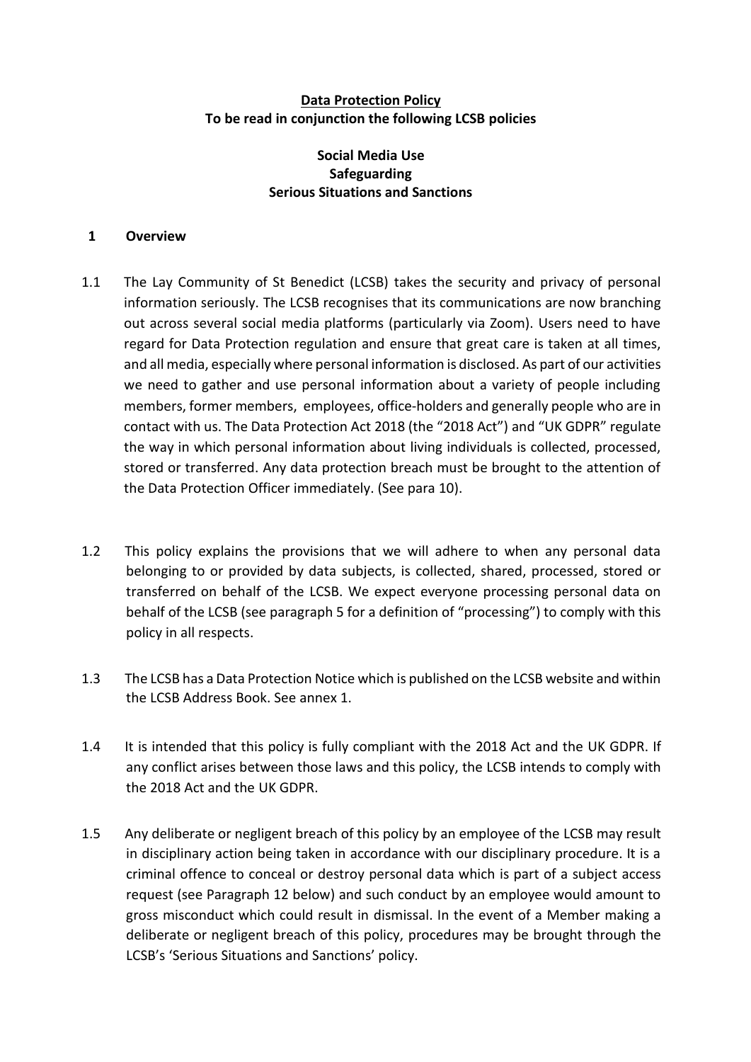**Data Protection Policy**
**To be read in conjunction the following LCSB policies**

**Social Media Use**
**Safeguarding**
**Serious Situations and Sanctions**

## 1 Overview

1.1 The Lay Community of St Benedict (LCSB) takes the security and privacy of personal information seriously. The LCSB recognises that its communications are now branching out across several social media platforms (particularly via Zoom). Users need to have regard for Data Protection regulation and ensure that great care is taken at all times, and all media, especially where personal information is disclosed. As part of our activities we need to gather and use personal information about a variety of people including members, former members, employees, office-holders and generally people who are in contact with us. The Data Protection Act 2018 (the "2018 Act") and "UK GDPR" regulate the way in which personal information about living individuals is collected, processed, stored or transferred. Any data protection breach must be brought to the attention of the Data Protection Officer immediately. (See para 10).

1.2 This policy explains the provisions that we will adhere to when any personal data belonging to or provided by data subjects, is collected, shared, processed, stored or transferred on behalf of the LCSB. We expect everyone processing personal data on behalf of the LCSB (see paragraph 5 for a definition of "processing") to comply with this policy in all respects.

1.3 The LCSB has a Data Protection Notice which is published on the LCSB website and within the LCSB Address Book. See annex 1.

1.4 It is intended that this policy is fully compliant with the 2018 Act and the UK GDPR. If any conflict arises between those laws and this policy, the LCSB intends to comply with the 2018 Act and the UK GDPR.

1.5 Any deliberate or negligent breach of this policy by an employee of the LCSB may result in disciplinary action being taken in accordance with our disciplinary procedure. It is a criminal offence to conceal or destroy personal data which is part of a subject access request (see Paragraph 12 below) and such conduct by an employee would amount to gross misconduct which could result in dismissal. In the event of a Member making a deliberate or negligent breach of this policy, procedures may be brought through the LCSB's 'Serious Situations and Sanctions' policy.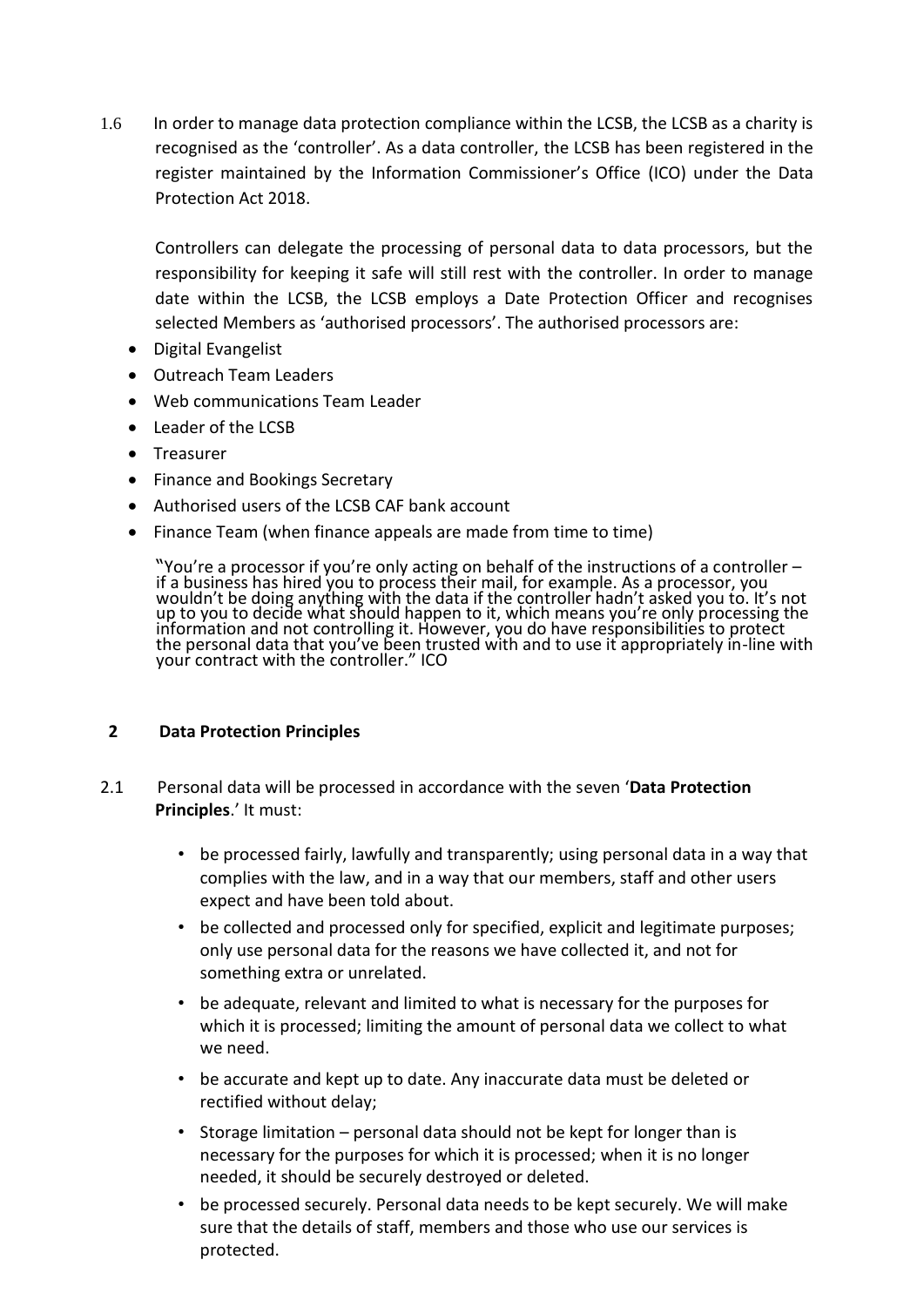1.6 In order to manage data protection compliance within the LCSB, the LCSB as a charity is recognised as the 'controller'. As a data controller, the LCSB has been registered in the register maintained by the Information Commissioner's Office (ICO) under the Data Protection Act 2018.

Controllers can delegate the processing of personal data to data processors, but the responsibility for keeping it safe will still rest with the controller. In order to manage date within the LCSB, the LCSB employs a Date Protection Officer and recognises selected Members as 'authorised processors'. The authorised processors are:

- Digital Evangelist
- Outreach Team Leaders
- Web communications Team Leader
- Leader of the LCSB
- Treasurer
- Finance and Bookings Secretary
- Authorised users of the LCSB CAF bank account
- Finance Team (when finance appeals are made from time to time)

"You're a processor if you're only acting on behalf of the instructions of a controller – if a business has hired you to process their mail, for example. As a processor, you wouldn't be doing anything with the data if the controller hadn't asked you to. It's not up to you to decide what should happen to it, which means you're only processing the information and not controlling it. However, you do have responsibilities to protect the personal data that you've been trusted with and to use it appropriately in-line with your contract with the controller." ICO

## 2 Data Protection Principles

2.1 Personal data will be processed in accordance with the seven '**Data Protection Principles**.' It must:

- be processed fairly, lawfully and transparently; using personal data in a way that complies with the law, and in a way that our members, staff and other users expect and have been told about.
- be collected and processed only for specified, explicit and legitimate purposes; only use personal data for the reasons we have collected it, and not for something extra or unrelated.
- be adequate, relevant and limited to what is necessary for the purposes for which it is processed; limiting the amount of personal data we collect to what we need.
- be accurate and kept up to date. Any inaccurate data must be deleted or rectified without delay;
- Storage limitation – personal data should not be kept for longer than is necessary for the purposes for which it is processed; when it is no longer needed, it should be securely destroyed or deleted.
- be processed securely. Personal data needs to be kept securely. We will make sure that the details of staff, members and those who use our services is protected.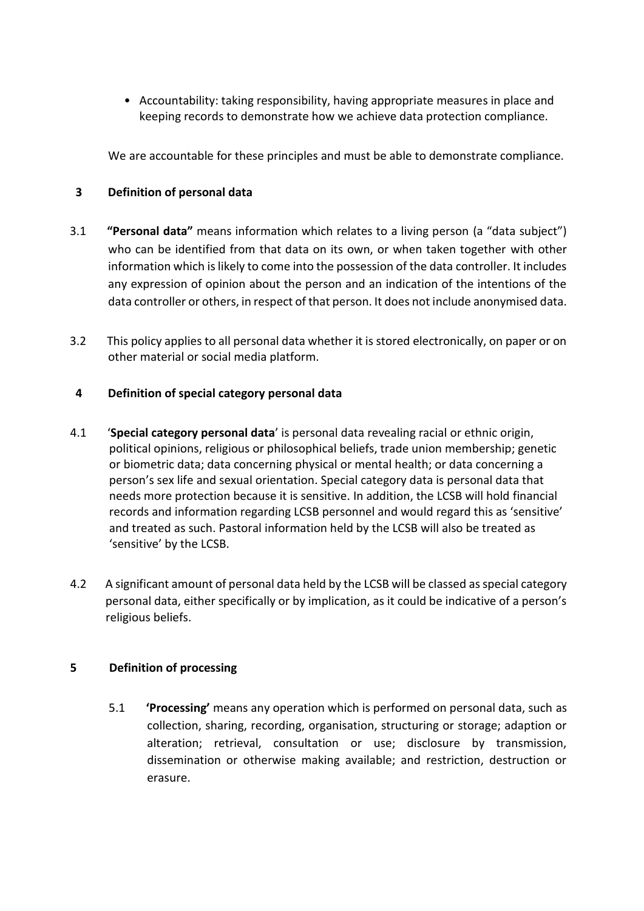- Accountability: taking responsibility, having appropriate measures in place and keeping records to demonstrate how we achieve data protection compliance.

We are accountable for these principles and must be able to demonstrate compliance.

## 3 Definition of personal data

3.1 **"Personal data"** means information which relates to a living person (a "data subject") who can be identified from that data on its own, or when taken together with other information which is likely to come into the possession of the data controller. It includes any expression of opinion about the person and an indication of the intentions of the data controller or others, in respect of that person. It does not include anonymised data.

3.2 This policy applies to all personal data whether it is stored electronically, on paper or on other material or social media platform.

## 4 Definition of special category personal data

4.1 '**Special category personal data**' is personal data revealing racial or ethnic origin, political opinions, religious or philosophical beliefs, trade union membership; genetic or biometric data; data concerning physical or mental health; or data concerning a person's sex life and sexual orientation. Special category data is personal data that needs more protection because it is sensitive. In addition, the LCSB will hold financial records and information regarding LCSB personnel and would regard this as 'sensitive' and treated as such. Pastoral information held by the LCSB will also be treated as 'sensitive' by the LCSB.

4.2 A significant amount of personal data held by the LCSB will be classed as special category personal data, either specifically or by implication, as it could be indicative of a person's religious beliefs.

## 5 Definition of processing

5.1 **'Processing'** means any operation which is performed on personal data, such as collection, sharing, recording, organisation, structuring or storage; adaption or alteration; retrieval, consultation or use; disclosure by transmission, dissemination or otherwise making available; and restriction, destruction or erasure.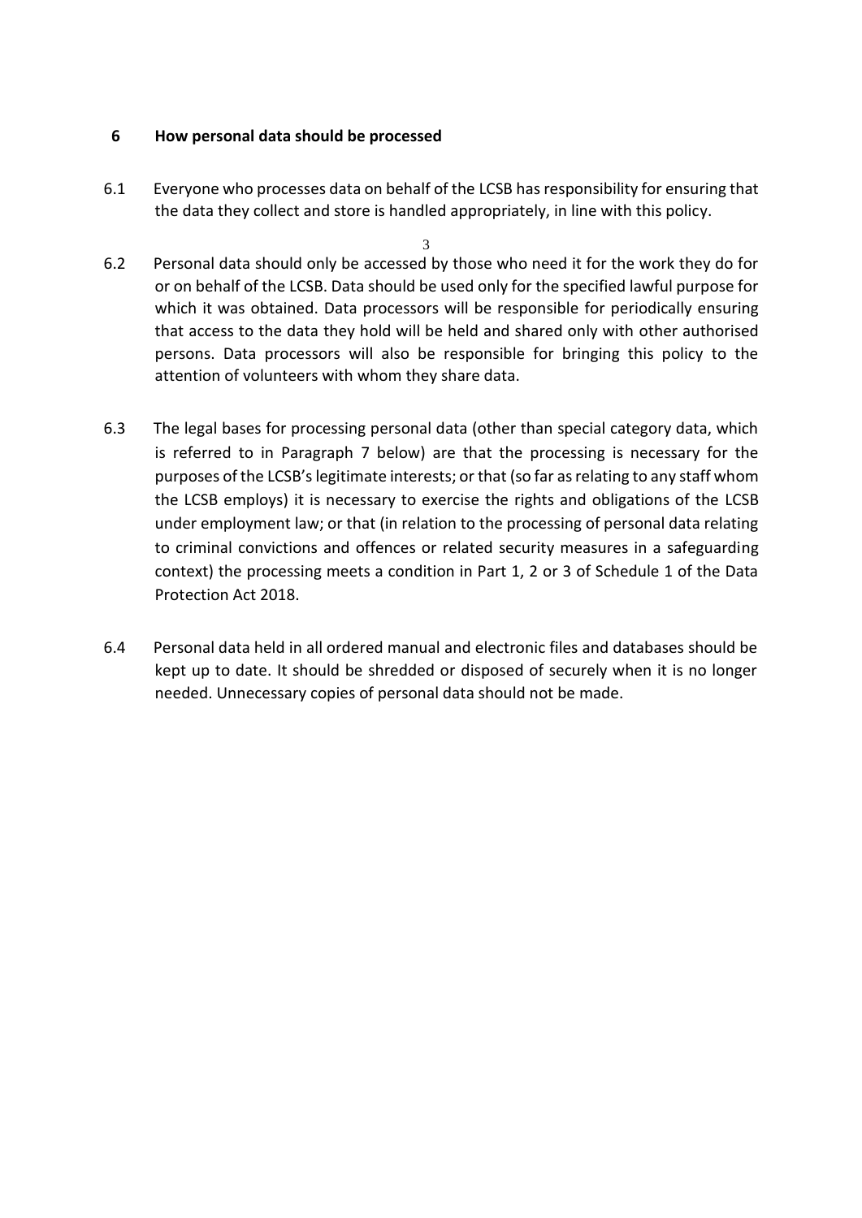## 6 How personal data should be processed

6.1 Everyone who processes data on behalf of the LCSB has responsibility for ensuring that the data they collect and store is handled appropriately, in line with this policy.

6.2 Personal data should only be accessed by those who need it for the work they do for or on behalf of the LCSB. Data should be used only for the specified lawful purpose for which it was obtained. Data processors will be responsible for periodically ensuring that access to the data they hold will be held and shared only with other authorised persons. Data processors will also be responsible for bringing this policy to the attention of volunteers with whom they share data.

6.3 The legal bases for processing personal data (other than special category data, which is referred to in Paragraph 7 below) are that the processing is necessary for the purposes of the LCSB's legitimate interests; or that (so far as relating to any staff whom the LCSB employs) it is necessary to exercise the rights and obligations of the LCSB under employment law; or that (in relation to the processing of personal data relating to criminal convictions and offences or related security measures in a safeguarding context) the processing meets a condition in Part 1, 2 or 3 of Schedule 1 of the Data Protection Act 2018.

6.4 Personal data held in all ordered manual and electronic files and databases should be kept up to date. It should be shredded or disposed of securely when it is no longer needed. Unnecessary copies of personal data should not be made.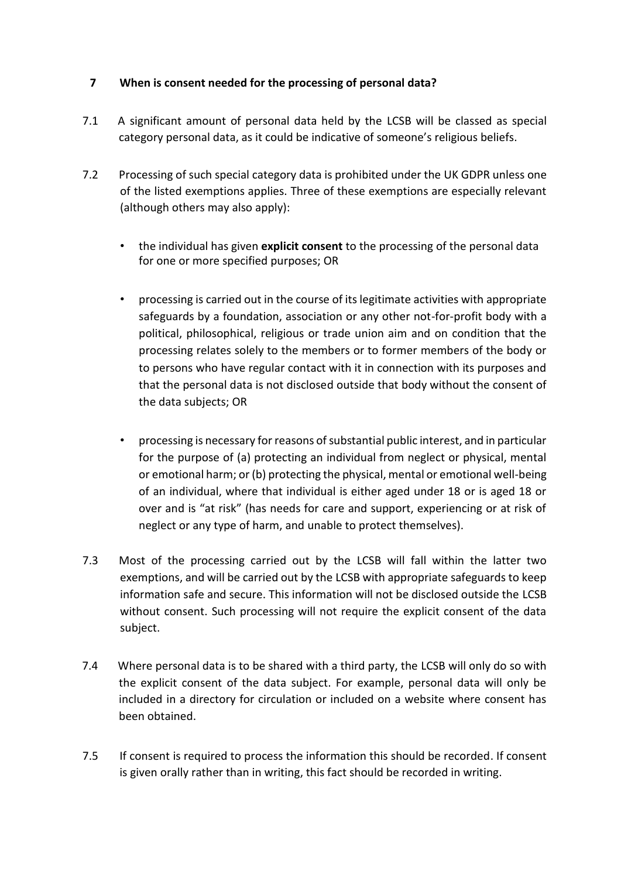## 7 When is consent needed for the processing of personal data?

7.1 A significant amount of personal data held by the LCSB will be classed as special category personal data, as it could be indicative of someone's religious beliefs.

7.2 Processing of such special category data is prohibited under the UK GDPR unless one of the listed exemptions applies. Three of these exemptions are especially relevant (although others may also apply):

- the individual has given **explicit consent** to the processing of the personal data for one or more specified purposes; OR
- processing is carried out in the course of its legitimate activities with appropriate safeguards by a foundation, association or any other not-for-profit body with a political, philosophical, religious or trade union aim and on condition that the processing relates solely to the members or to former members of the body or to persons who have regular contact with it in connection with its purposes and that the personal data is not disclosed outside that body without the consent of the data subjects; OR
- processing is necessary for reasons of substantial public interest, and in particular for the purpose of (a) protecting an individual from neglect or physical, mental or emotional harm; or (b) protecting the physical, mental or emotional well-being of an individual, where that individual is either aged under 18 or is aged 18 or over and is "at risk" (has needs for care and support, experiencing or at risk of neglect or any type of harm, and unable to protect themselves).

7.3 Most of the processing carried out by the LCSB will fall within the latter two exemptions, and will be carried out by the LCSB with appropriate safeguards to keep information safe and secure. This information will not be disclosed outside the LCSB without consent. Such processing will not require the explicit consent of the data subject.

7.4 Where personal data is to be shared with a third party, the LCSB will only do so with the explicit consent of the data subject. For example, personal data will only be included in a directory for circulation or included on a website where consent has been obtained.

7.5 If consent is required to process the information this should be recorded. If consent is given orally rather than in writing, this fact should be recorded in writing.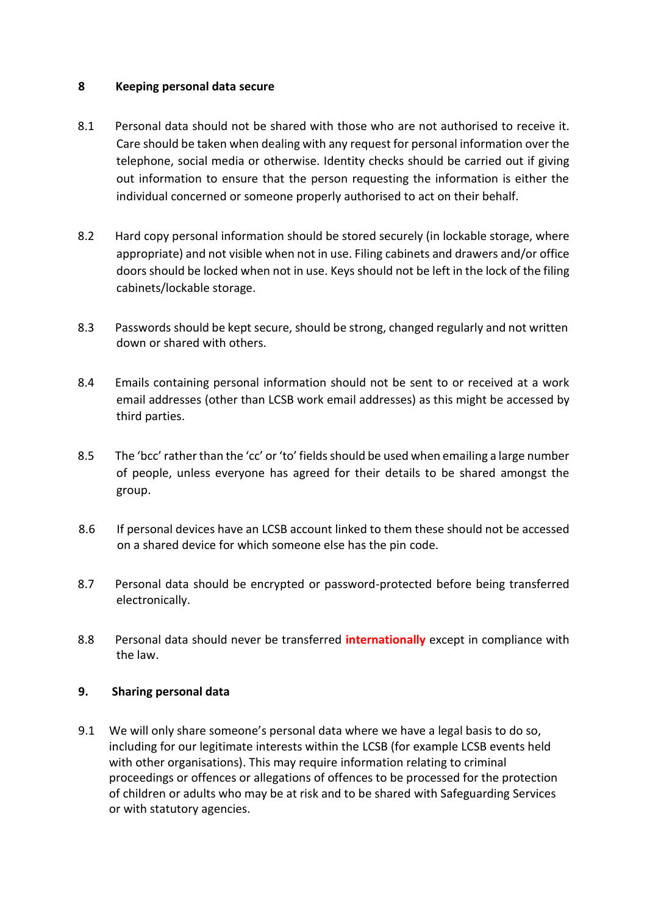## 8 Keeping personal data secure

8.1 Personal data should not be shared with those who are not authorised to receive it. Care should be taken when dealing with any request for personal information over the telephone, social media or otherwise. Identity checks should be carried out if giving out information to ensure that the person requesting the information is either the individual concerned or someone properly authorised to act on their behalf.

8.2 Hard copy personal information should be stored securely (in lockable storage, where appropriate) and not visible when not in use. Filing cabinets and drawers and/or office doors should be locked when not in use. Keys should not be left in the lock of the filing cabinets/lockable storage.

8.3 Passwords should be kept secure, should be strong, changed regularly and not written down or shared with others.

8.4 Emails containing personal information should not be sent to or received at a work email addresses (other than LCSB work email addresses) as this might be accessed by third parties.

8.5 The 'bcc' rather than the 'cc' or 'to' fields should be used when emailing a large number of people, unless everyone has agreed for their details to be shared amongst the group.

8.6 If personal devices have an LCSB account linked to them these should not be accessed on a shared device for which someone else has the pin code.

8.7 Personal data should be encrypted or password-protected before being transferred electronically.

8.8 Personal data should never be transferred **internationally** except in compliance with the law.

## 9. Sharing personal data

9.1 We will only share someone's personal data where we have a legal basis to do so, including for our legitimate interests within the LCSB (for example LCSB events held with other organisations). This may require information relating to criminal proceedings or offences or allegations of offences to be processed for the protection of children or adults who may be at risk and to be shared with Safeguarding Services or with statutory agencies.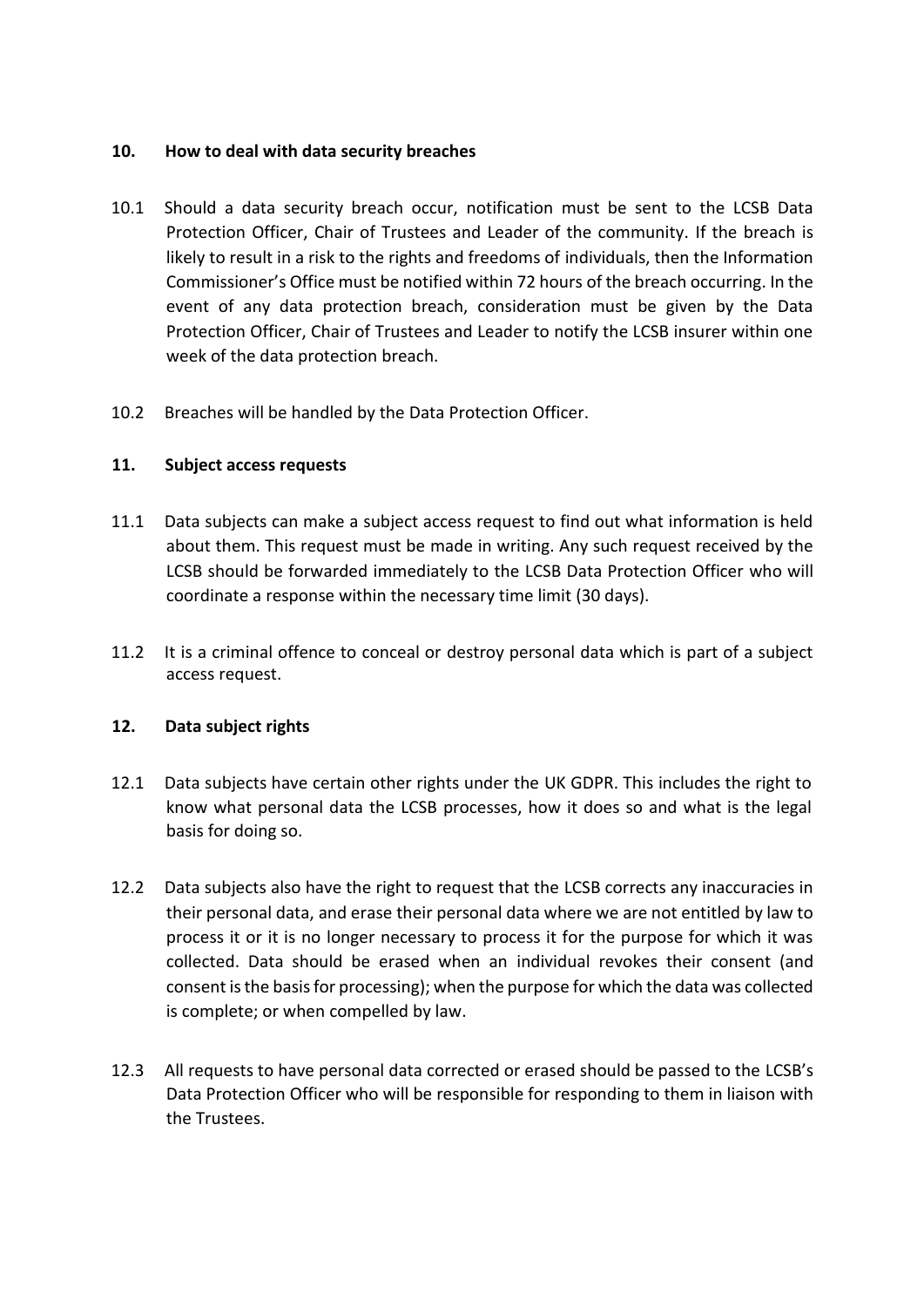## 10. How to deal with data security breaches

10.1 Should a data security breach occur, notification must be sent to the LCSB Data Protection Officer, Chair of Trustees and Leader of the community. If the breach is likely to result in a risk to the rights and freedoms of individuals, then the Information Commissioner's Office must be notified within 72 hours of the breach occurring. In the event of any data protection breach, consideration must be given by the Data Protection Officer, Chair of Trustees and Leader to notify the LCSB insurer within one week of the data protection breach.

10.2 Breaches will be handled by the Data Protection Officer.

## 11. Subject access requests

11.1 Data subjects can make a subject access request to find out what information is held about them. This request must be made in writing. Any such request received by the LCSB should be forwarded immediately to the LCSB Data Protection Officer who will coordinate a response within the necessary time limit (30 days).

11.2 It is a criminal offence to conceal or destroy personal data which is part of a subject access request.

## 12. Data subject rights

12.1 Data subjects have certain other rights under the UK GDPR. This includes the right to know what personal data the LCSB processes, how it does so and what is the legal basis for doing so.

12.2 Data subjects also have the right to request that the LCSB corrects any inaccuracies in their personal data, and erase their personal data where we are not entitled by law to process it or it is no longer necessary to process it for the purpose for which it was collected. Data should be erased when an individual revokes their consent (and consent is the basis for processing); when the purpose for which the data was collected is complete; or when compelled by law.

12.3 All requests to have personal data corrected or erased should be passed to the LCSB's Data Protection Officer who will be responsible for responding to them in liaison with the Trustees.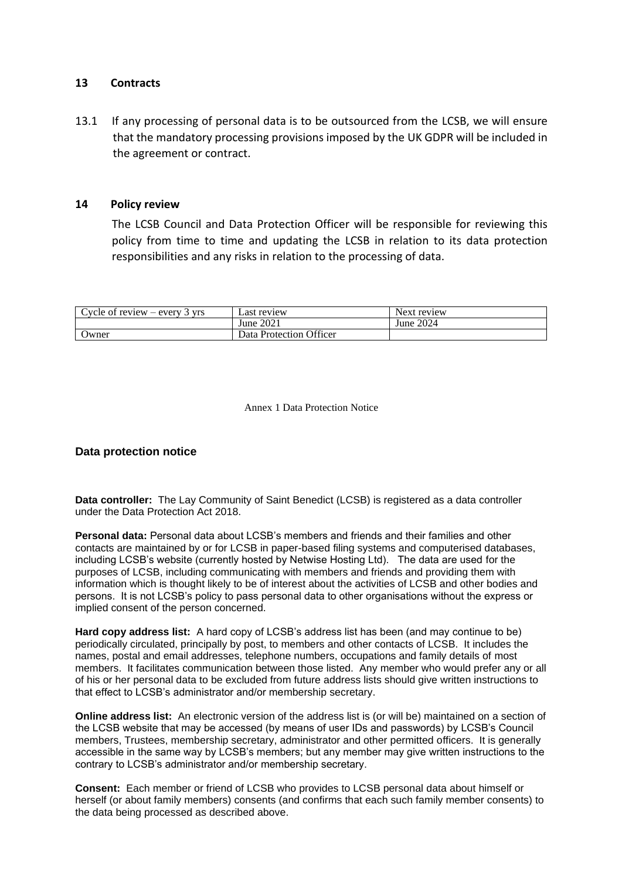## 13 Contracts

13.1 If any processing of personal data is to be outsourced from the LCSB, we will ensure that the mandatory processing provisions imposed by the UK GDPR will be included in the agreement or contract.

## 14 Policy review

The LCSB Council and Data Protection Officer will be responsible for reviewing this policy from time to time and updating the LCSB in relation to its data protection responsibilities and any risks in relation to the processing of data.

| | | |
|---|---|---|
| Cycle of review – every 3 yrs | Last review | Next review |
| | June 2021 | June 2024 |
| Owner | Data Protection Officer | |

Annex 1 Data Protection Notice

### Data protection notice

**Data controller:** The Lay Community of Saint Benedict (LCSB) is registered as a data controller under the Data Protection Act 2018.

**Personal data:** Personal data about LCSB's members and friends and their families and other contacts are maintained by or for LCSB in paper-based filing systems and computerised databases, including LCSB's website (currently hosted by Netwise Hosting Ltd). The data are used for the purposes of LCSB, including communicating with members and friends and providing them with information which is thought likely to be of interest about the activities of LCSB and other bodies and persons. It is not LCSB's policy to pass personal data to other organisations without the express or implied consent of the person concerned.

**Hard copy address list:** A hard copy of LCSB's address list has been (and may continue to be) periodically circulated, principally by post, to members and other contacts of LCSB. It includes the names, postal and email addresses, telephone numbers, occupations and family details of most members. It facilitates communication between those listed. Any member who would prefer any or all of his or her personal data to be excluded from future address lists should give written instructions to that effect to LCSB's administrator and/or membership secretary.

**Online address list:** An electronic version of the address list is (or will be) maintained on a section of the LCSB website that may be accessed (by means of user IDs and passwords) by LCSB's Council members, Trustees, membership secretary, administrator and other permitted officers. It is generally accessible in the same way by LCSB's members; but any member may give written instructions to the contrary to LCSB's administrator and/or membership secretary.

**Consent:** Each member or friend of LCSB who provides to LCSB personal data about himself or herself (or about family members) consents (and confirms that each such family member consents) to the data being processed as described above.